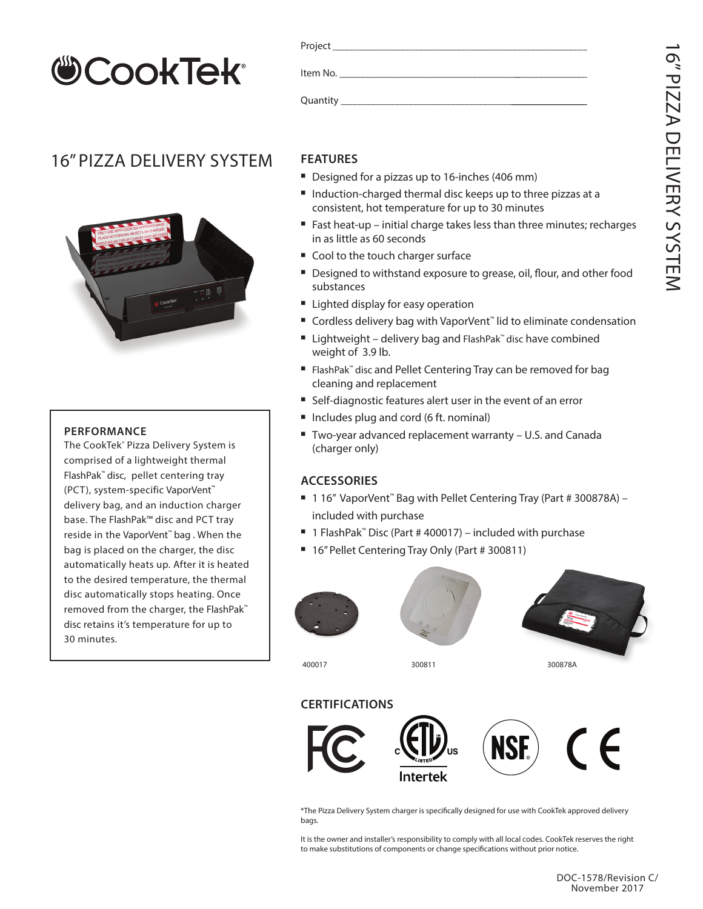CookTek®

Project ___

Item No. ___

Quantity ___

# 16" PIZZA DELIVERY SYSTEM

## PERFORMANCE

The CookTek® Pizza Delivery System is comprised of a lightweight thermal FlashPak™ disc, pellet centering tray (PCT), system-specific VaporVent™ delivery bag, and an induction charger base. The FlashPak™ disc and PCT tray reside in the VaporVent™ bag . When the bag is placed on the charger, the disc automatically heats up. After it is heated to the desired temperature, the thermal disc automatically stops heating. Once removed from the charger, the FlashPak™ disc retains it's temperature for up to 30 minutes.

## FEATURES

- Designed for a pizzas up to 16-inches (406 mm)
- Induction-charged thermal disc keeps up to three pizzas at a consistent, hot temperature for up to 30 minutes
- Fast heat-up – initial charge takes less than three minutes; recharges in as little as 60 seconds
- Cool to the touch charger surface
- Designed to withstand exposure to grease, oil, flour, and other food substances
- Lighted display for easy operation
- Cordless delivery bag with VaporVent™ lid to eliminate condensation
- Lightweight – delivery bag and FlashPak™ disc have combined weight of 3.9 lb.
- FlashPak™ disc and Pellet Centering Tray can be removed for bag cleaning and replacement
- Self-diagnostic features alert user in the event of an error
- Includes plug and cord (6 ft. nominal)
- Two-year advanced replacement warranty – U.S. and Canada (charger only)

## ACCESSORIES

- 1 16" VaporVent™ Bag with Pellet Centering Tray (Part # 300878A) – included with purchase
- 1 FlashPak™ Disc (Part # 400017) – included with purchase
- 16" Pellet Centering Tray Only (Part # 300811)

400017

300811

300878A

## CERTIFICATIONS

FC, ETL Listed (C US) Intertek, NSF, CE

*The Pizza Delivery System charger is specifically designed for use with CookTek approved delivery bags.

It is the owner and installer's responsibility to comply with all local codes. CookTek reserves the right to make substitutions of components or change specifications without prior notice.

DOC-1578/Revision C/
November 2017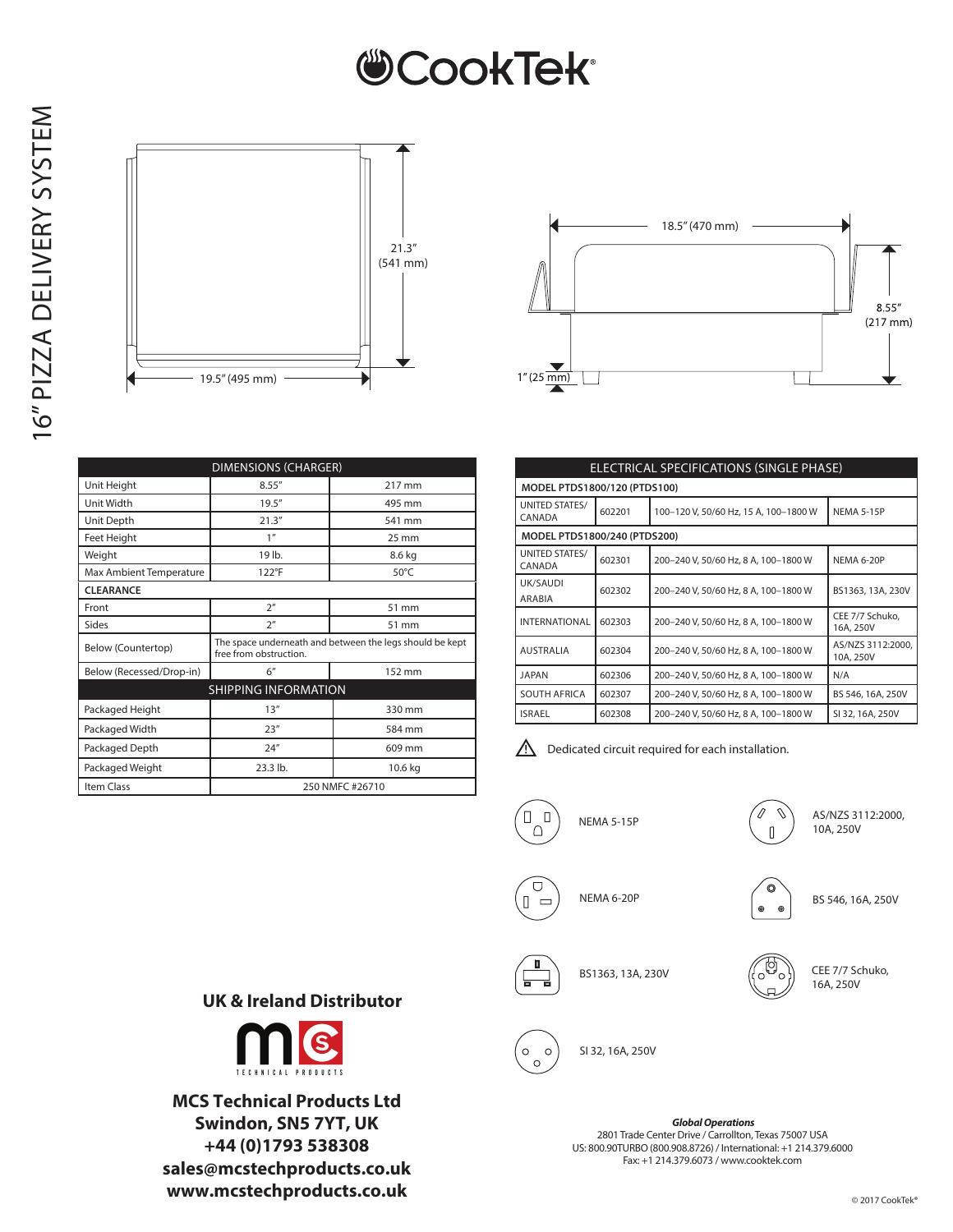# CookTek

## 16" PIZZA DELIVERY SYSTEM

21.3" (541 mm)

19.5" (495 mm)

18.5" (470 mm)

8.55" (217 mm)

1" (25 mm)

| DIMENSIONS (CHARGER) | | |
|---|---|---|
| Unit Height | 8.55" | 217 mm |
| Unit Width | 19.5" | 495 mm |
| Unit Depth | 21.3" | 541 mm |
| Feet Height | 1" | 25 mm |
| Weight | 19 lb. | 8.6 kg |
| Max Ambient Temperature | 122°F | 50°C |
| **CLEARANCE** | | |
| Front | 2" | 51 mm |
| Sides | 2" | 51 mm |
| Below (Countertop) | The space underneath and between the legs should be kept free from obstruction. | |
| Below (Recessed/Drop-in) | 6" | 152 mm |
| **SHIPPING INFORMATION** | | |
| Packaged Height | 13" | 330 mm |
| Packaged Width | 23" | 584 mm |
| Packaged Depth | 24" | 609 mm |
| Packaged Weight | 23.3 lb. | 10.6 kg |
| Item Class | 250 NMFC #26710 | |

| ELECTRICAL SPECIFICATIONS (SINGLE PHASE) | | | |
|---|---|---|---|
| **MODEL PTDS1800/120 (PTDS100)** | | | |
| UNITED STATES/ CANADA | 602201 | 100–120 V, 50/60 Hz, 15 A, 100–1800 W | NEMA 5-15P |
| **MODEL PTDS1800/240 (PTDS200)** | | | |
| UNITED STATES/ CANADA | 602301 | 200–240 V, 50/60 Hz, 8 A, 100–1800 W | NEMA 6-20P |
| UK/SAUDI ARABIA | 602302 | 200–240 V, 50/60 Hz, 8 A, 100–1800 W | BS1363, 13A, 230V |
| INTERNATIONAL | 602303 | 200–240 V, 50/60 Hz, 8 A, 100–1800 W | CEE 7/7 Schuko, 16A, 250V |
| AUSTRALIA | 602304 | 200–240 V, 50/60 Hz, 8 A, 100–1800 W | AS/NZS 3112:2000, 10A, 250V |
| JAPAN | 602306 | 200–240 V, 50/60 Hz, 8 A, 100–1800 W | N/A |
| SOUTH AFRICA | 602307 | 200–240 V, 50/60 Hz, 8 A, 100–1800 W | BS 546, 16A, 250V |
| ISRAEL | 602308 | 200–240 V, 50/60 Hz, 8 A, 100–1800 W | SI 32, 16A, 250V |

⚠ Dedicated circuit required for each installation.

NEMA 5-15P

AS/NZS 3112:2000, 10A, 250V

NEMA 6-20P

BS 546, 16A, 250V

BS1363, 13A, 230V

CEE 7/7 Schuko, 16A, 250V

SI 32, 16A, 250V

## UK & Ireland Distributor

**MCS Technical Products Ltd**
**Swindon, SN5 7YT, UK**
**+44 (0)1793 538308**
**sales@mcstechproducts.co.uk**
**www.mcstechproducts.co.uk**

***Global Operations***
2801 Trade Center Drive / Carrollton, Texas 75007 USA
US: 800.90TURBO (800.908.8726) / International: +1 214.379.6000
Fax: +1 214.379.6073 / www.cooktek.com

© 2017 CookTek®